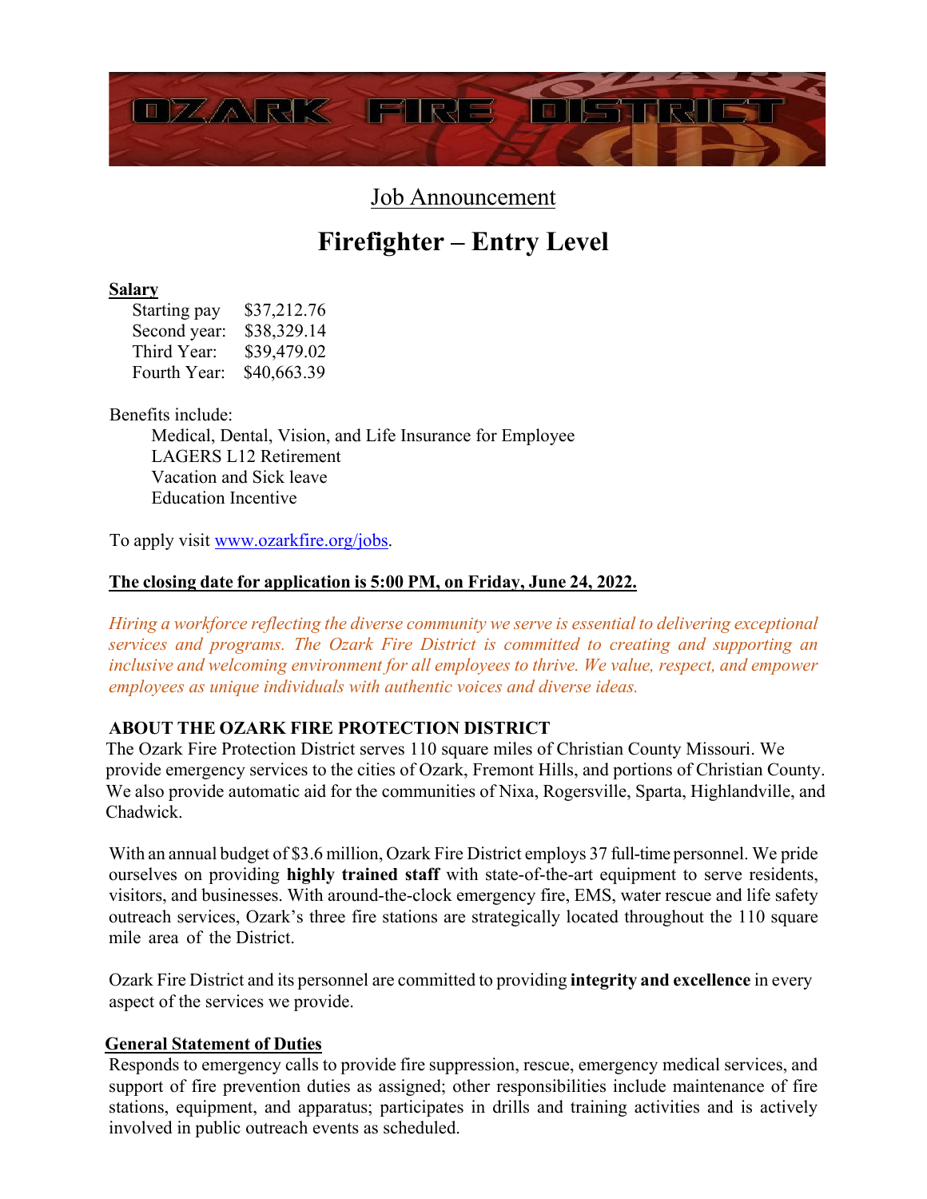OZARK FIRE DISTRICT

Job Announcement

# Firefighter – Entry Level

**Salary**

| | |
|---|---|
| Starting pay | $37,212.76 |
| Second year: | $38,329.14 |
| Third Year: | $39,479.02 |
| Fourth Year: | $40,663.39 |

Benefits include:

- Medical, Dental, Vision, and Life Insurance for Employee
- LAGERS L12 Retirement
- Vacation and Sick leave
- Education Incentive

To apply visit www.ozarkfire.org/jobs.

**The closing date for application is 5:00 PM, on Friday, June 24, 2022.**

*Hiring a workforce reflecting the diverse community we serve is essential to delivering exceptional services and programs. The Ozark Fire District is committed to creating and supporting an inclusive and welcoming environment for all employees to thrive. We value, respect, and empower employees as unique individuals with authentic voices and diverse ideas.*

## ABOUT THE OZARK FIRE PROTECTION DISTRICT

The Ozark Fire Protection District serves 110 square miles of Christian County Missouri. We provide emergency services to the cities of Ozark, Fremont Hills, and portions of Christian County. We also provide automatic aid for the communities of Nixa, Rogersville, Sparta, Highlandville, and Chadwick.

With an annual budget of $3.6 million, Ozark Fire District employs 37 full-time personnel. We pride ourselves on providing **highly trained staff** with state-of-the-art equipment to serve residents, visitors, and businesses. With around-the-clock emergency fire, EMS, water rescue and life safety outreach services, Ozark's three fire stations are strategically located throughout the 110 square mile area of the District.

Ozark Fire District and its personnel are committed to providing **integrity and excellence** in every aspect of the services we provide.

**General Statement of Duties**

Responds to emergency calls to provide fire suppression, rescue, emergency medical services, and support of fire prevention duties as assigned; other responsibilities include maintenance of fire stations, equipment, and apparatus; participates in drills and training activities and is actively involved in public outreach events as scheduled.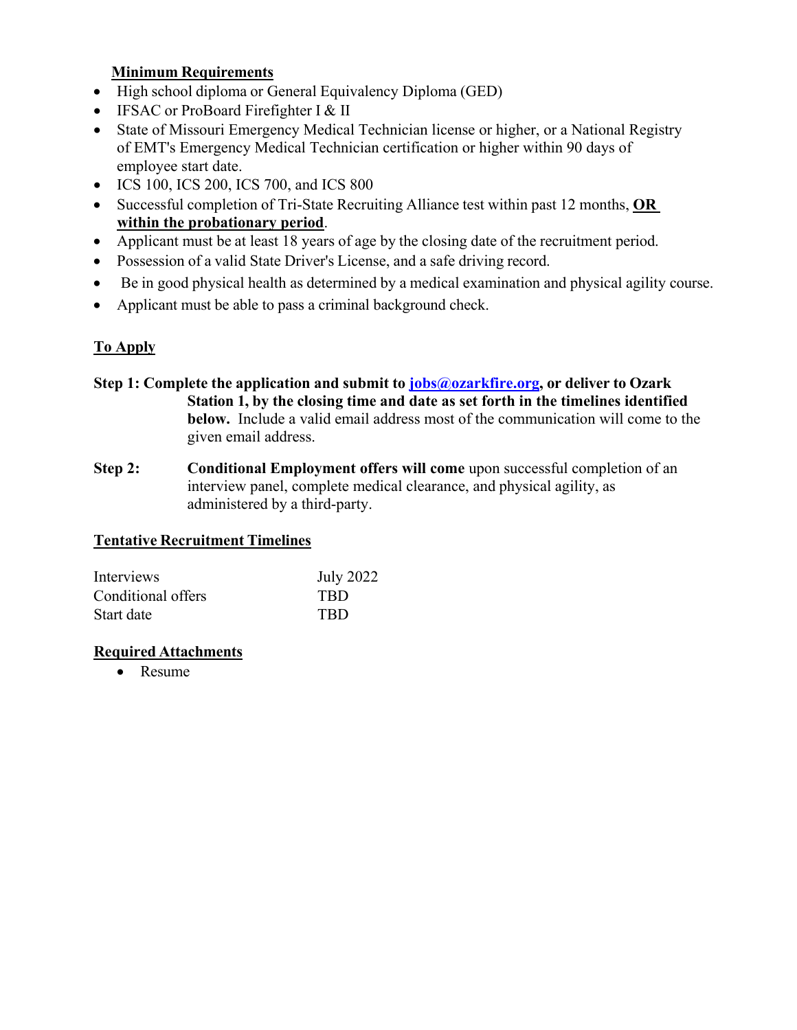## Minimum Requirements

- High school diploma or General Equivalency Diploma (GED)
- IFSAC or ProBoard Firefighter I & II
- State of Missouri Emergency Medical Technician license or higher, or a National Registry of EMT's Emergency Medical Technician certification or higher within 90 days of employee start date.
- ICS 100, ICS 200, ICS 700, and ICS 800
- Successful completion of Tri-State Recruiting Alliance test within past 12 months, **OR within the probationary period**.
- Applicant must be at least 18 years of age by the closing date of the recruitment period.
- Possession of a valid State Driver's License, and a safe driving record.
- Be in good physical health as determined by a medical examination and physical agility course.
- Applicant must be able to pass a criminal background check.

## To Apply

**Step 1: Complete the application and submit to jobs@ozarkfire.org, or deliver to Ozark Station 1, by the closing time and date as set forth in the timelines identified below.** Include a valid email address most of the communication will come to the given email address.

**Step 2:** **Conditional Employment offers will come** upon successful completion of an interview panel, complete medical clearance, and physical agility, as administered by a third-party.

## Tentative Recruitment Timelines

| | |
|---|---|
| Interviews | July 2022 |
| Conditional offers | TBD |
| Start date | TBD |

## Required Attachments

- Resume